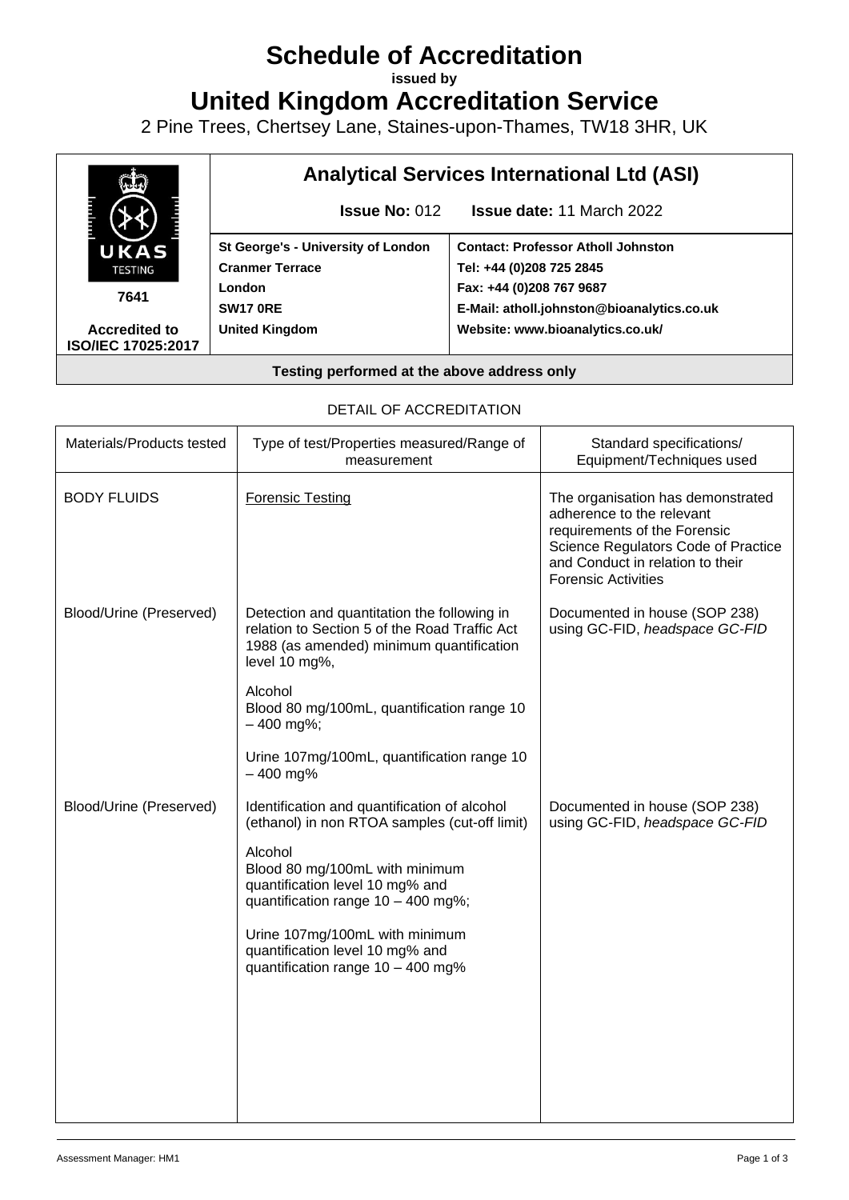# Schedule of Accreditation

**issued by**

# United Kingdom Accreditation Service

2 Pine Trees, Chertsey Lane, Staines-upon-Thames, TW18 3HR, UK

| UKAS TESTING 7641 Accredited to ISO/IEC 17025:2017 | **Analytical Services International Ltd (ASI)** | |
|---|---|---|
| | **Issue No:** 012 | **Issue date:** 11 March 2022 |
| | **St George's - University of London**<br>**Cranmer Terrace**<br>**London**<br>**SW17 0RE**<br>**United Kingdom** | **Contact: Professor Atholl Johnston**<br>**Tel: +44 (0)208 725 2845**<br>**Fax: +44 (0)208 767 9687**<br>**E-Mail: atholl.johnston@bioanalytics.co.uk**<br>**Website: www.bioanalytics.co.uk/** |

**Testing performed at the above address only**

DETAIL OF ACCREDITATION

| Materials/Products tested | Type of test/Properties measured/Range of measurement | Standard specifications/ Equipment/Techniques used |
|---|---|---|
| BODY FLUIDS | Forensic Testing | The organisation has demonstrated adherence to the relevant requirements of the Forensic Science Regulators Code of Practice and Conduct in relation to their Forensic Activities |
| Blood/Urine (Preserved) | Detection and quantitation the following in relation to Section 5 of the Road Traffic Act 1988 (as amended) minimum quantification level 10 mg%,<br><br>Alcohol<br>Blood 80 mg/100mL, quantification range 10 – 400 mg%;<br><br>Urine 107mg/100mL, quantification range 10 – 400 mg% | Documented in house (SOP 238) using GC-FID, *headspace GC-FID* |
| Blood/Urine (Preserved) | Identification and quantification of alcohol (ethanol) in non RTOA samples (cut-off limit)<br><br>Alcohol<br>Blood 80 mg/100mL with minimum quantification level 10 mg% and quantification range 10 – 400 mg%;<br><br>Urine 107mg/100mL with minimum quantification level 10 mg% and quantification range 10 – 400 mg% | Documented in house (SOP 238) using GC-FID, *headspace GC-FID* |

Assessment Manager: HM1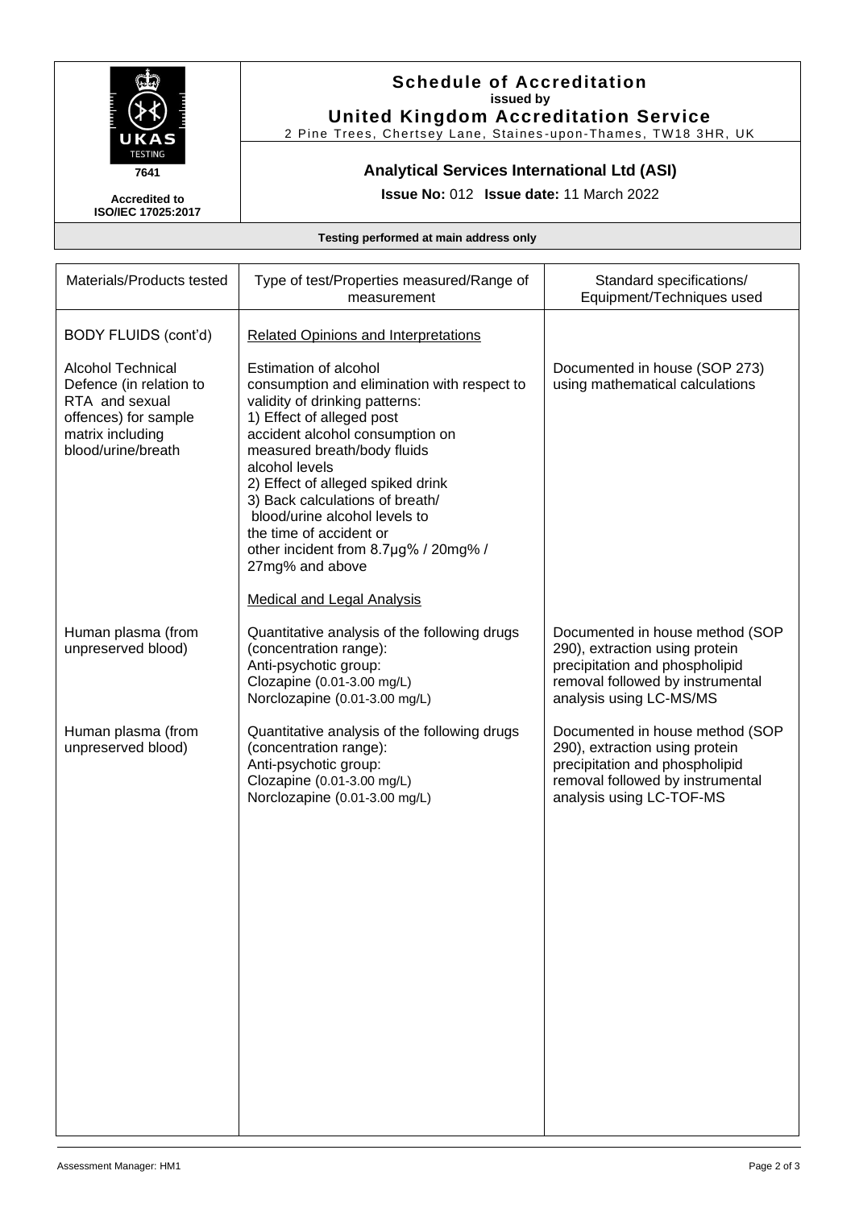# Schedule of Accreditation

**issued by**

**United Kingdom Accreditation Service**

2 Pine Trees, Chertsey Lane, Staines-upon-Thames, TW18 3HR, UK

7641

**Accredited to ISO/IEC 17025:2017**

## Analytical Services International Ltd (ASI)

**Issue No:** 012 **Issue date:** 11 March 2022

**Testing performed at main address only**

| Materials/Products tested | Type of test/Properties measured/Range of measurement | Standard specifications/ Equipment/Techniques used |
|---|---|---|
| BODY FLUIDS (cont'd) | Related Opinions and Interpretations | |
| Alcohol Technical Defence (in relation to RTA and sexual offences) for sample matrix including blood/urine/breath | Estimation of alcohol consumption and elimination with respect to validity of drinking patterns:<br>1) Effect of alleged post accident alcohol consumption on measured breath/body fluids alcohol levels<br>2) Effect of alleged spiked drink<br>3) Back calculations of breath/ blood/urine alcohol levels to the time of accident or other incident from 8.7µg% / 20mg% / 27mg% and above | Documented in house (SOP 273) using mathematical calculations |
| | Medical and Legal Analysis | |
| Human plasma (from unpreserved blood) | Quantitative analysis of the following drugs (concentration range):<br>Anti-psychotic group:<br>Clozapine (0.01-3.00 mg/L)<br>Norclozapine (0.01-3.00 mg/L) | Documented in house method (SOP 290), extraction using protein precipitation and phospholipid removal followed by instrumental analysis using LC-MS/MS |
| Human plasma (from unpreserved blood) | Quantitative analysis of the following drugs (concentration range):<br>Anti-psychotic group:<br>Clozapine (0.01-3.00 mg/L)<br>Norclozapine (0.01-3.00 mg/L) | Documented in house method (SOP 290), extraction using protein precipitation and phospholipid removal followed by instrumental analysis using LC-TOF-MS |

Assessment Manager: HM1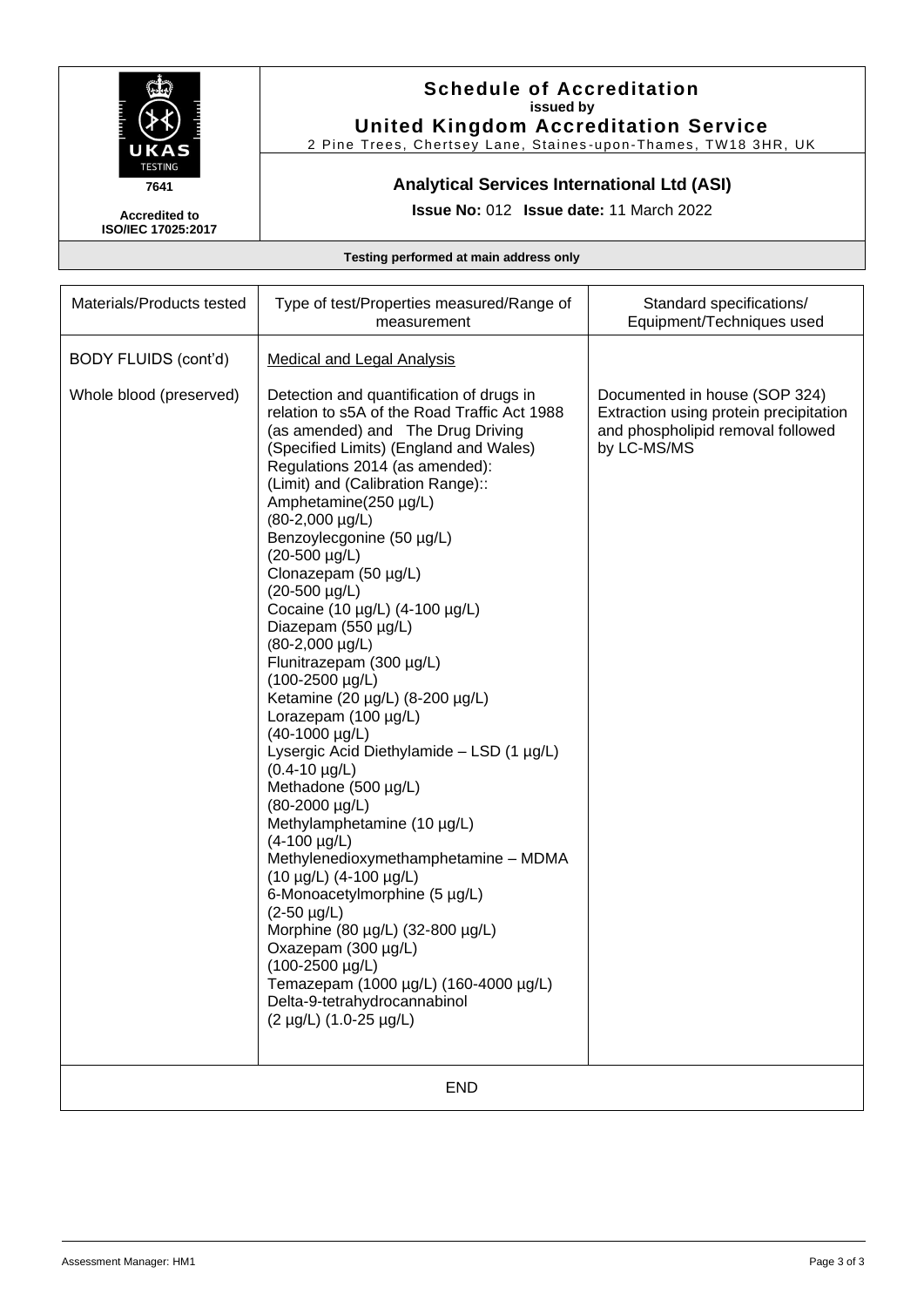**Schedule of Accreditation**
**issued by**
**United Kingdom Accreditation Service**
2 Pine Trees, Chertsey Lane, Staines-upon-Thames, TW18 3HR, UK

UKAS TESTING
**7641**

**Accredited to ISO/IEC 17025:2017**

**Analytical Services International Ltd (ASI)**

**Issue No:** 012 **Issue date:** 11 March 2022

**Testing performed at main address only**

| Materials/Products tested | Type of test/Properties measured/Range of measurement | Standard specifications/ Equipment/Techniques used |
|---|---|---|
| BODY FLUIDS (cont'd) | Medical and Legal Analysis | |
| Whole blood (preserved) | Detection and quantification of drugs in relation to s5A of the Road Traffic Act 1988 (as amended) and The Drug Driving (Specified Limits) (England and Wales) Regulations 2014 (as amended):<br>(Limit) and (Calibration Range)::<br>Amphetamine(250 µg/L) (80-2,000 µg/L)<br>Benzoylecgonine (50 µg/L) (20-500 µg/L)<br>Clonazepam (50 µg/L) (20-500 µg/L)<br>Cocaine (10 µg/L) (4-100 µg/L)<br>Diazepam (550 µg/L) (80-2,000 µg/L)<br>Flunitrazepam (300 µg/L) (100-2500 µg/L)<br>Ketamine (20 µg/L) (8-200 µg/L)<br>Lorazepam (100 µg/L) (40-1000 µg/L)<br>Lysergic Acid Diethylamide – LSD (1 µg/L) (0.4-10 µg/L)<br>Methadone (500 µg/L) (80-2000 µg/L)<br>Methylamphetamine (10 µg/L) (4-100 µg/L)<br>Methylenedioxymethamphetamine – MDMA (10 µg/L) (4-100 µg/L)<br>6-Monoacetylmorphine (5 µg/L) (2-50 µg/L)<br>Morphine (80 µg/L) (32-800 µg/L)<br>Oxazepam (300 µg/L) (100-2500 µg/L)<br>Temazepam (1000 µg/L) (160-4000 µg/L)<br>Delta-9-tetrahydrocannabinol (2 µg/L) (1.0-25 µg/L) | Documented in house (SOP 324) Extraction using protein precipitation and phospholipid removal followed by LC-MS/MS |

END

Assessment Manager: HM1